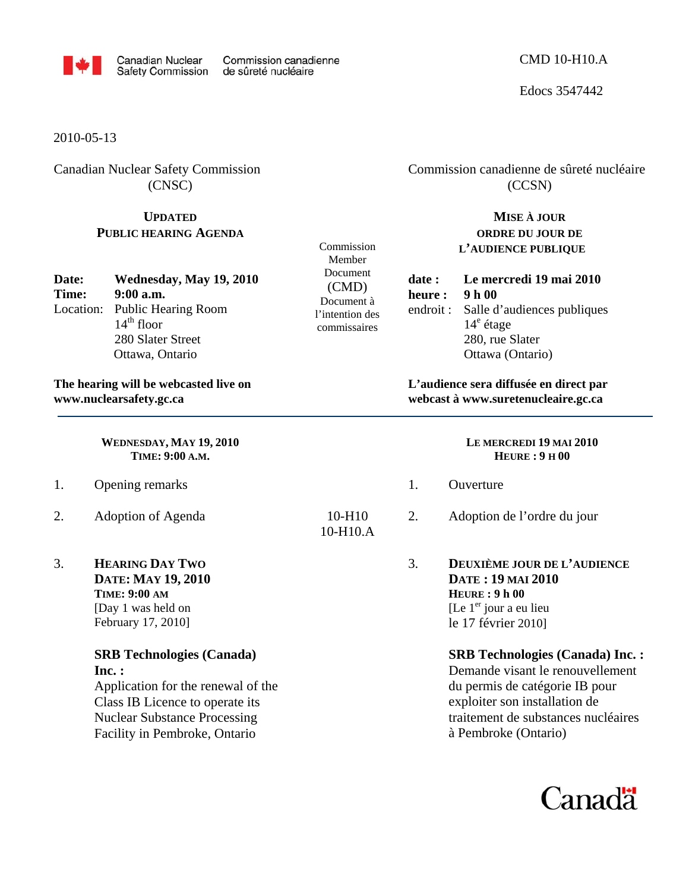Canadian Nuclear Safety Commission | Commission canadienne de sûreté nucléaire

CMD 10-H10.A

Edocs 3547442

2010-05-13

Canadian Nuclear Safety Commission (CNSC)

## UPDATED PUBLIC HEARING AGENDA

**Date:** **Wednesday, May 19, 2010**
**Time:** **9:00 a.m.**
Location: Public Hearing Room
14th floor
280 Slater Street
Ottawa, Ontario

**The hearing will be webcasted live on www.nuclearsafety.gc.ca**

Commission Member Document (CMD)

Document à l'intention des commissaires

Commission canadienne de sûreté nucléaire (CCSN)

## MISE À JOUR ORDRE DU JOUR DE L'AUDIENCE PUBLIQUE

**date :** **Le mercredi 19 mai 2010**
**heure :** **9 h 00**
endroit : Salle d'audiences publiques
14e étage
280, rue Slater
Ottawa (Ontario)

**L'audience sera diffusée en direct par webcast à www.suretenucleaire.gc.ca**

---

**WEDNESDAY, MAY 19, 2010**
**TIME: 9:00 A.M.**

1. Opening remarks

2. Adoption of Agenda — 10-H10, 10-H10.A

3. **HEARING DAY TWO**
   **DATE: MAY 19, 2010**
   **TIME: 9:00 AM**
   [Day 1 was held on February 17, 2010]

   **SRB Technologies (Canada) Inc. :**
   Application for the renewal of the Class IB Licence to operate its Nuclear Substance Processing Facility in Pembroke, Ontario

**LE MERCREDI 19 MAI 2010**
**HEURE : 9 H 00**

1. Ouverture

2. Adoption de l'ordre du jour

3. **DEUXIÈME JOUR DE L'AUDIENCE**
   **DATE : 19 MAI 2010**
   **HEURE : 9 h 00**
   [Le 1er jour a eu lieu le 17 février 2010]

   **SRB Technologies (Canada) Inc. :**
   Demande visant le renouvellement du permis de catégorie IB pour exploiter son installation de traitement de substances nucléaires à Pembroke (Ontario)

Canada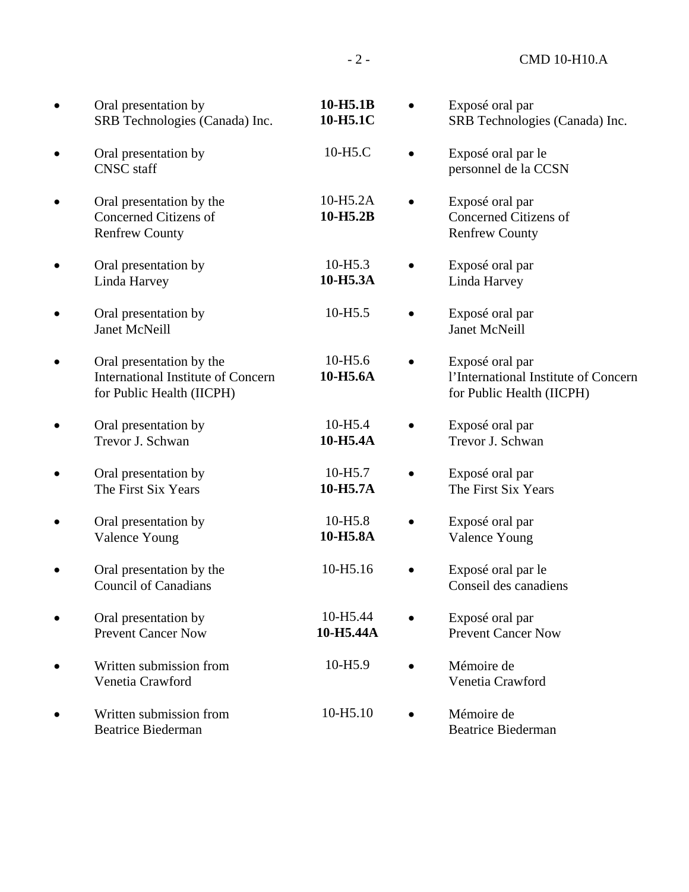| English | CMD | Français |
|---|---|---|
| • Oral presentation by SRB Technologies (Canada) Inc. | **10-H5.1B** **10-H5.1C** | • Exposé oral par SRB Technologies (Canada) Inc. |
| • Oral presentation by CNSC staff | 10-H5.C | • Exposé oral par le personnel de la CCSN |
| • Oral presentation by the Concerned Citizens of Renfrew County | 10-H5.2A **10-H5.2B** | • Exposé oral par Concerned Citizens of Renfrew County |
| • Oral presentation by Linda Harvey | 10-H5.3 **10-H5.3A** | • Exposé oral par Linda Harvey |
| • Oral presentation by Janet McNeill | 10-H5.5 | • Exposé oral par Janet McNeill |
| • Oral presentation by the International Institute of Concern for Public Health (IICPH) | 10-H5.6 **10-H5.6A** | • Exposé oral par l'International Institute of Concern for Public Health (IICPH) |
| • Oral presentation by Trevor J. Schwan | 10-H5.4 **10-H5.4A** | • Exposé oral par Trevor J. Schwan |
| • Oral presentation by The First Six Years | 10-H5.7 **10-H5.7A** | • Exposé oral par The First Six Years |
| • Oral presentation by Valence Young | 10-H5.8 **10-H5.8A** | • Exposé oral par Valence Young |
| • Oral presentation by the Council of Canadians | 10-H5.16 | • Exposé oral par le Conseil des canadiens |
| • Oral presentation by Prevent Cancer Now | 10-H5.44 **10-H5.44A** | • Exposé oral par Prevent Cancer Now |
| • Written submission from Venetia Crawford | 10-H5.9 | • Mémoire de Venetia Crawford |
| • Written submission from Beatrice Biederman | 10-H5.10 | • Mémoire de Beatrice Biederman |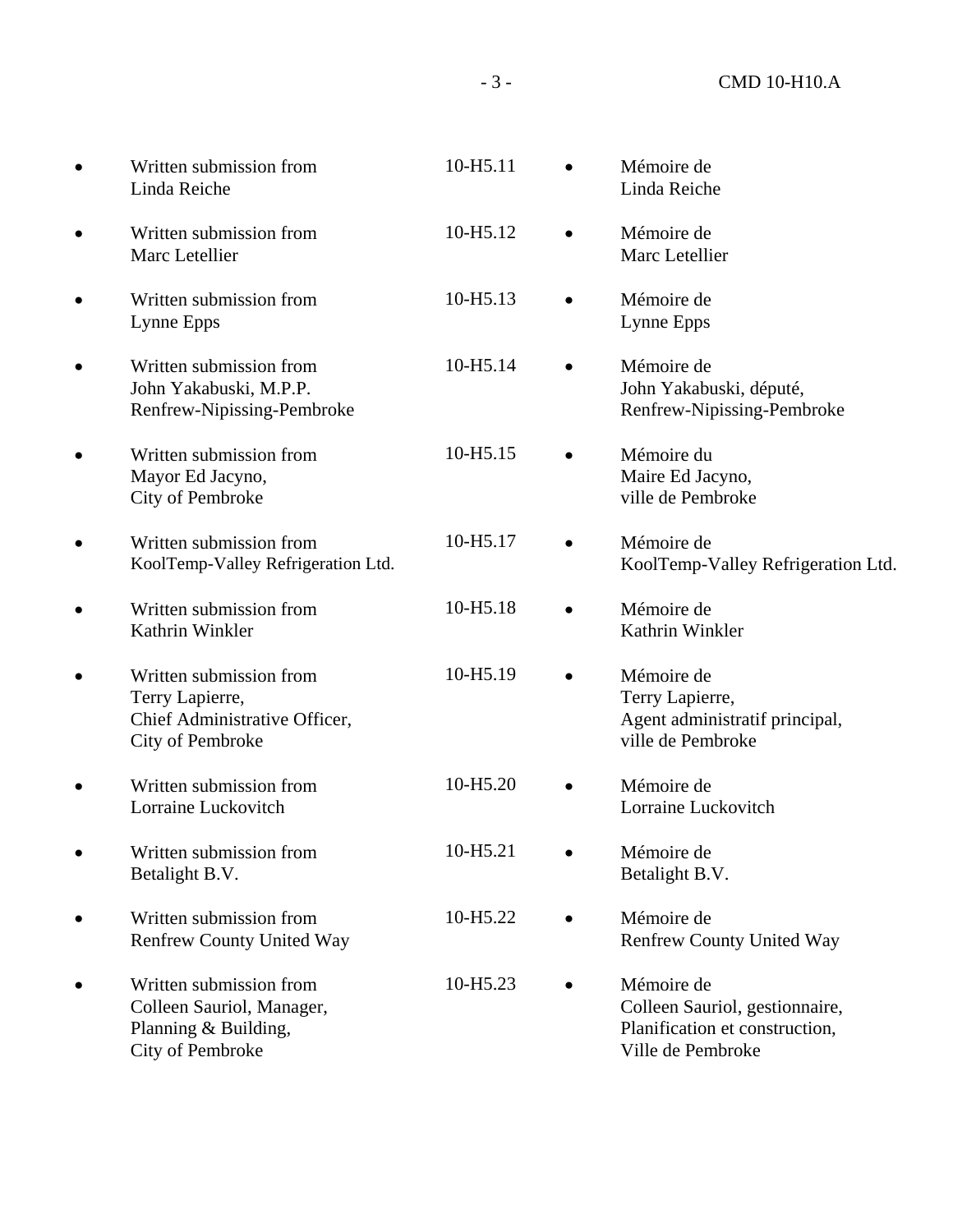| English | CMD | Français |
| --- | --- | --- |
| • Written submission from Linda Reiche | 10-H5.11 | • Mémoire de Linda Reiche |
| • Written submission from Marc Letellier | 10-H5.12 | • Mémoire de Marc Letellier |
| • Written submission from Lynne Epps | 10-H5.13 | • Mémoire de Lynne Epps |
| • Written submission from John Yakabuski, M.P.P. Renfrew-Nipissing-Pembroke | 10-H5.14 | • Mémoire de John Yakabuski, député, Renfrew-Nipissing-Pembroke |
| • Written submission from Mayor Ed Jacyno, City of Pembroke | 10-H5.15 | • Mémoire du Maire Ed Jacyno, ville de Pembroke |
| • Written submission from KoolTemp-Valley Refrigeration Ltd. | 10-H5.17 | • Mémoire de KoolTemp-Valley Refrigeration Ltd. |
| • Written submission from Kathrin Winkler | 10-H5.18 | • Mémoire de Kathrin Winkler |
| • Written submission from Terry Lapierre, Chief Administrative Officer, City of Pembroke | 10-H5.19 | • Mémoire de Terry Lapierre, Agent administratif principal, ville de Pembroke |
| • Written submission from Lorraine Luckovitch | 10-H5.20 | • Mémoire de Lorraine Luckovitch |
| • Written submission from Betalight B.V. | 10-H5.21 | • Mémoire de Betalight B.V. |
| • Written submission from Renfrew County United Way | 10-H5.22 | • Mémoire de Renfrew County United Way |
| • Written submission from Colleen Sauriol, Manager, Planning & Building, City of Pembroke | 10-H5.23 | • Mémoire de Colleen Sauriol, gestionnaire, Planification et construction, Ville de Pembroke |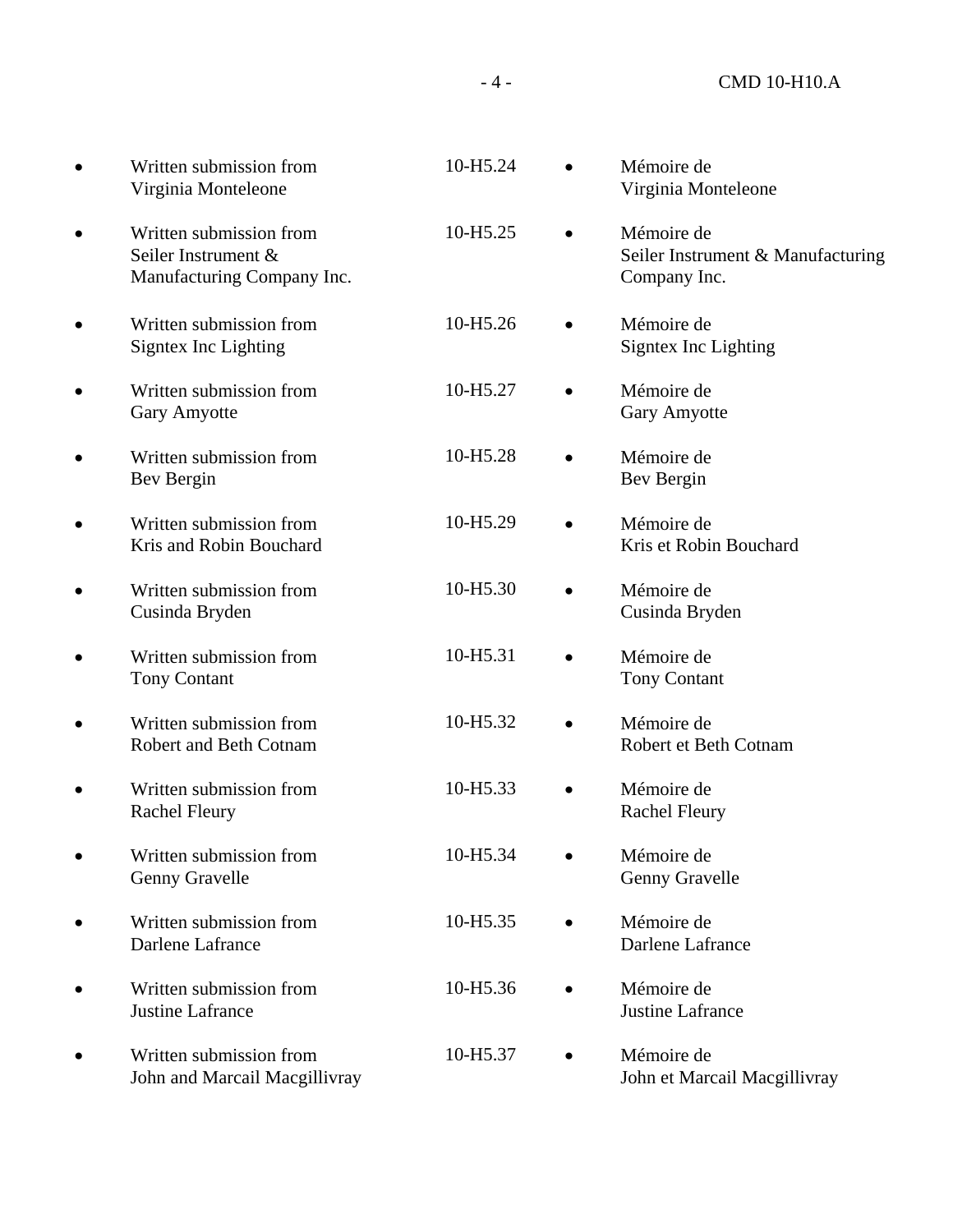| | | |
|---|---|---|
| • Written submission from Virginia Monteleone | 10-H5.24 | • Mémoire de Virginia Monteleone |
| • Written submission from Seiler Instrument & Manufacturing Company Inc. | 10-H5.25 | • Mémoire de Seiler Instrument & Manufacturing Company Inc. |
| • Written submission from Signtex Inc Lighting | 10-H5.26 | • Mémoire de Signtex Inc Lighting |
| • Written submission from Gary Amyotte | 10-H5.27 | • Mémoire de Gary Amyotte |
| • Written submission from Bev Bergin | 10-H5.28 | • Mémoire de Bev Bergin |
| • Written submission from Kris and Robin Bouchard | 10-H5.29 | • Mémoire de Kris et Robin Bouchard |
| • Written submission from Cusinda Bryden | 10-H5.30 | • Mémoire de Cusinda Bryden |
| • Written submission from Tony Contant | 10-H5.31 | • Mémoire de Tony Contant |
| • Written submission from Robert and Beth Cotnam | 10-H5.32 | • Mémoire de Robert et Beth Cotnam |
| • Written submission from Rachel Fleury | 10-H5.33 | • Mémoire de Rachel Fleury |
| • Written submission from Genny Gravelle | 10-H5.34 | • Mémoire de Genny Gravelle |
| • Written submission from Darlene Lafrance | 10-H5.35 | • Mémoire de Darlene Lafrance |
| • Written submission from Justine Lafrance | 10-H5.36 | • Mémoire de Justine Lafrance |
| • Written submission from John and Marcail Macgillivray | 10-H5.37 | • Mémoire de John et Marcail Macgillivray |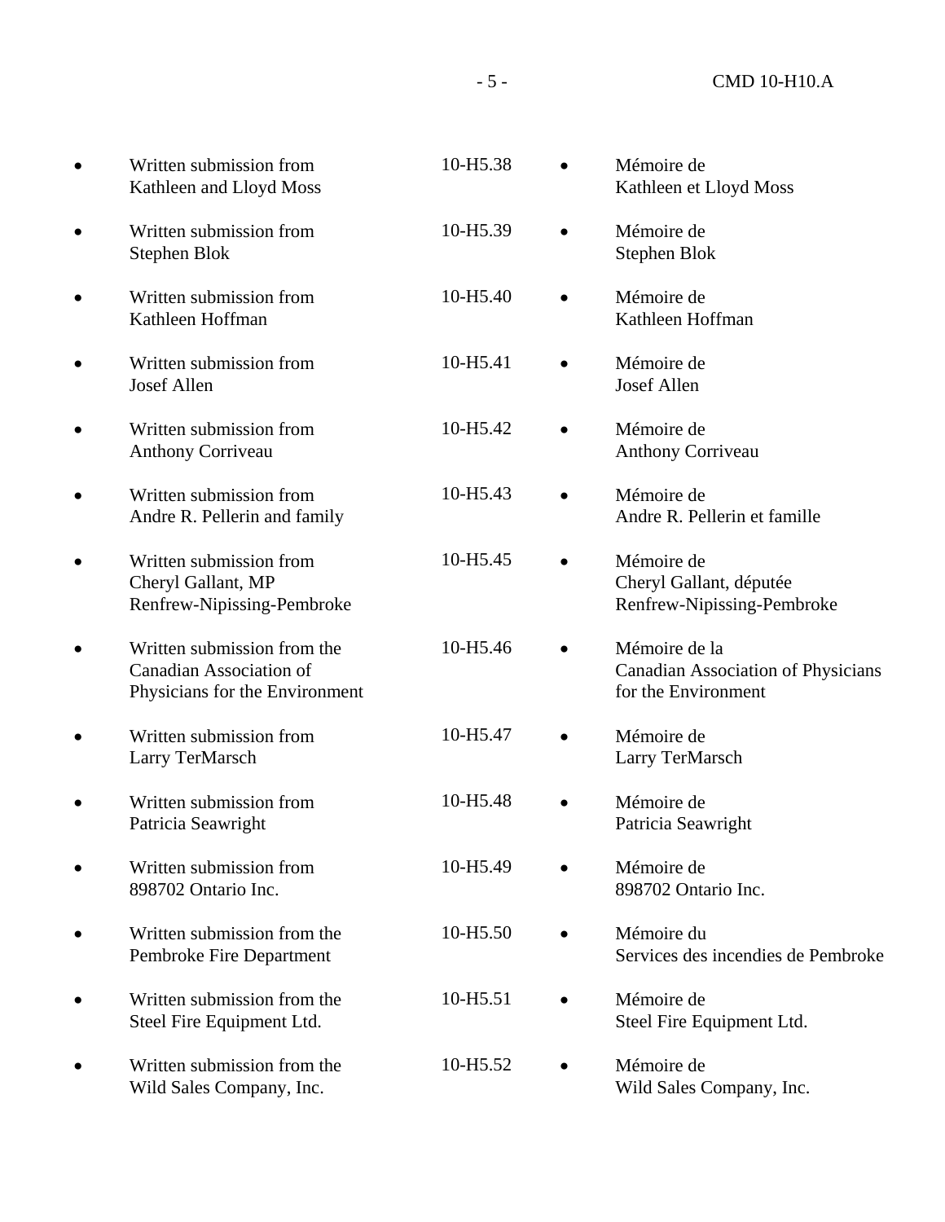| | | | |
|---|---|---|---|
| • Written submission from Kathleen and Lloyd Moss | 10-H5.38 | • Mémoire de Kathleen et Lloyd Moss |
| • Written submission from Stephen Blok | 10-H5.39 | • Mémoire de Stephen Blok |
| • Written submission from Kathleen Hoffman | 10-H5.40 | • Mémoire de Kathleen Hoffman |
| • Written submission from Josef Allen | 10-H5.41 | • Mémoire de Josef Allen |
| • Written submission from Anthony Corriveau | 10-H5.42 | • Mémoire de Anthony Corriveau |
| • Written submission from Andre R. Pellerin and family | 10-H5.43 | • Mémoire de Andre R. Pellerin et famille |
| • Written submission from Cheryl Gallant, MP Renfrew-Nipissing-Pembroke | 10-H5.45 | • Mémoire de Cheryl Gallant, députée Renfrew-Nipissing-Pembroke |
| • Written submission from the Canadian Association of Physicians for the Environment | 10-H5.46 | • Mémoire de la Canadian Association of Physicians for the Environment |
| • Written submission from Larry TerMarsch | 10-H5.47 | • Mémoire de Larry TerMarsch |
| • Written submission from Patricia Seawright | 10-H5.48 | • Mémoire de Patricia Seawright |
| • Written submission from 898702 Ontario Inc. | 10-H5.49 | • Mémoire de 898702 Ontario Inc. |
| • Written submission from the Pembroke Fire Department | 10-H5.50 | • Mémoire du Services des incendies de Pembroke |
| • Written submission from the Steel Fire Equipment Ltd. | 10-H5.51 | • Mémoire de Steel Fire Equipment Ltd. |
| • Written submission from the Wild Sales Company, Inc. | 10-H5.52 | • Mémoire de Wild Sales Company, Inc. |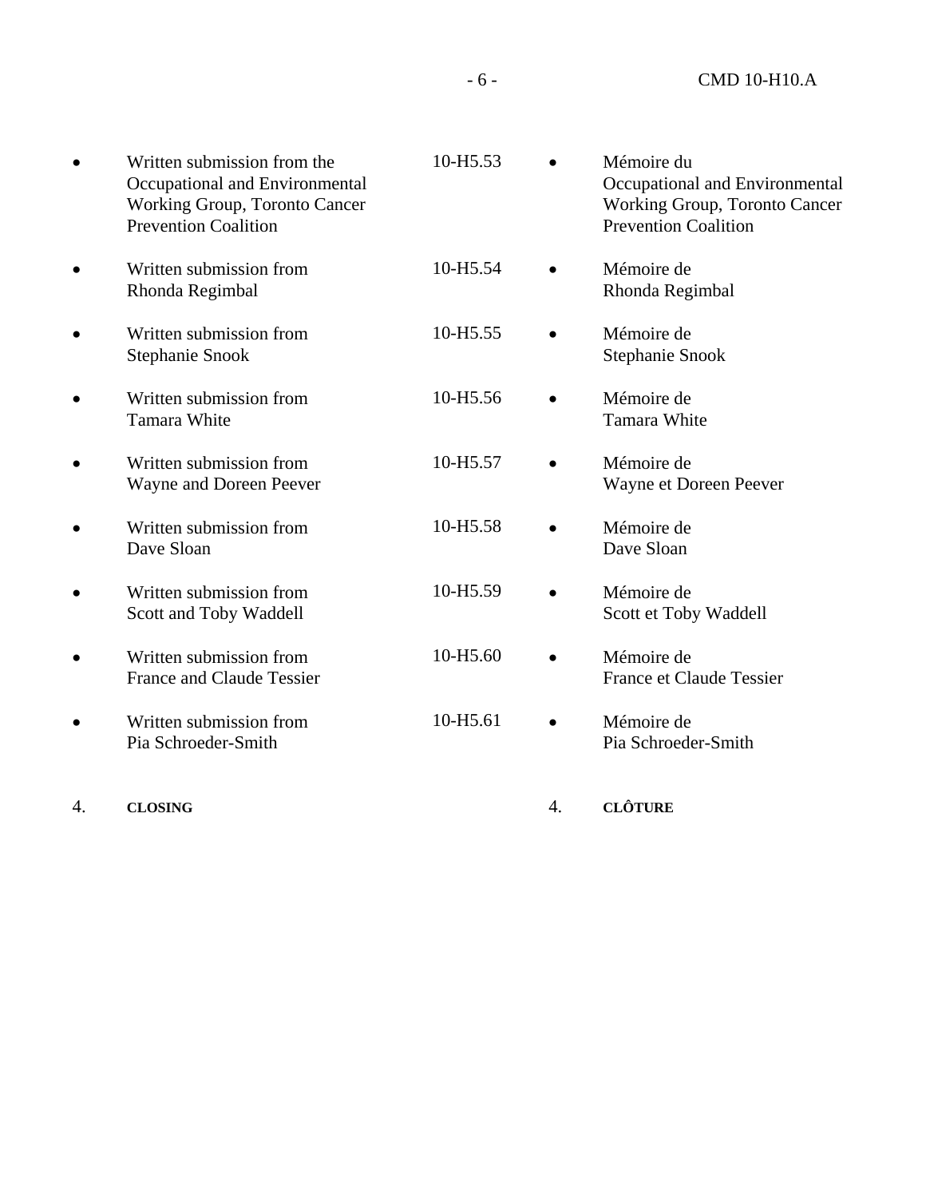- Written submission from the Occupational and Environmental Working Group, Toronto Cancer Prevention Coalition — 10-H5.53

- Written submission from Rhonda Regimbal — 10-H5.54

- Written submission from Stephanie Snook — 10-H5.55

- Written submission from Tamara White — 10-H5.56

- Written submission from Wayne and Doreen Peever — 10-H5.57

- Written submission from Dave Sloan — 10-H5.58

- Written submission from Scott and Toby Waddell — 10-H5.59

- Written submission from France and Claude Tessier — 10-H5.60

- Written submission from Pia Schroeder-Smith — 10-H5.61

4. **CLOSING**

- Mémoire du Occupational and Environmental Working Group, Toronto Cancer Prevention Coalition

- Mémoire de Rhonda Regimbal

- Mémoire de Stephanie Snook

- Mémoire de Tamara White

- Mémoire de Wayne et Doreen Peever

- Mémoire de Dave Sloan

- Mémoire de Scott et Toby Waddell

- Mémoire de France et Claude Tessier

- Mémoire de Pia Schroeder-Smith

4. **CLÔTURE**